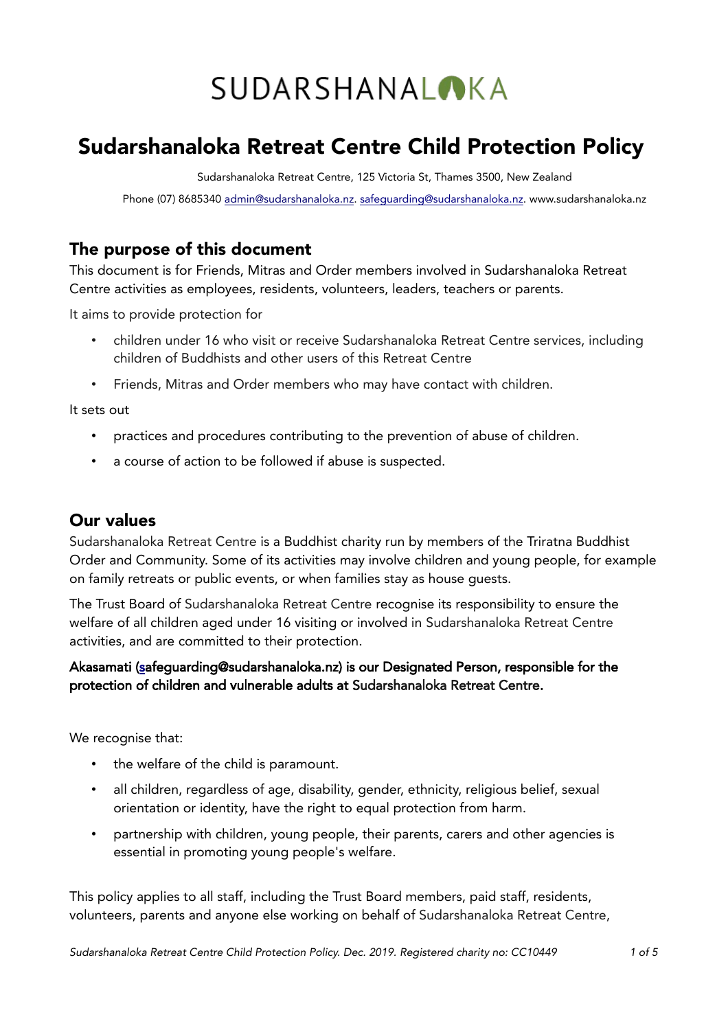# SUDARSHANALOKA

# Sudarshanaloka Retreat Centre Child Protection Policy

Sudarshanaloka Retreat Centre, 125 Victoria St, Thames 3500, New Zealand

Phone (07) 8685340 admin@sudarshanaloka.nz. safeguarding@sudarshanaloka.nz. www.sudarshanaloka.nz

## The purpose of this document

This document is for Friends, Mitras and Order members involved in Sudarshanaloka Retreat Centre activities as employees, residents, volunteers, leaders, teachers or parents.

It aims to provide protection for

- children under 16 who visit or receive Sudarshanaloka Retreat Centre services, including children of Buddhists and other users of this Retreat Centre
- Friends, Mitras and Order members who may have contact with children.

It sets out

- practices and procedures contributing to the prevention of abuse of children.
- a course of action to be followed if abuse is suspected.

## Our values

Sudarshanaloka Retreat Centre is a Buddhist charity run by members of the Triratna Buddhist Order and Community. Some of its activities may involve children and young people, for example on family retreats or public events, or when families stay as house guests.

The Trust Board of Sudarshanaloka Retreat Centre recognise its responsibility to ensure the welfare of all children aged under 16 visiting or involved in Sudarshanaloka Retreat Centre activities, and are committed to their protection.

**Akasamati (safeguarding@sudarshanaloka.nz) is our Designated Person, responsible for the protection of children and vulnerable adults at Sudarshanaloka Retreat Centre.**

We recognise that:

- the welfare of the child is paramount.
- all children, regardless of age, disability, gender, ethnicity, religious belief, sexual orientation or identity, have the right to equal protection from harm.
- partnership with children, young people, their parents, carers and other agencies is essential in promoting young people's welfare.

This policy applies to all staff, including the Trust Board members, paid staff, residents, volunteers, parents and anyone else working on behalf of Sudarshanaloka Retreat Centre,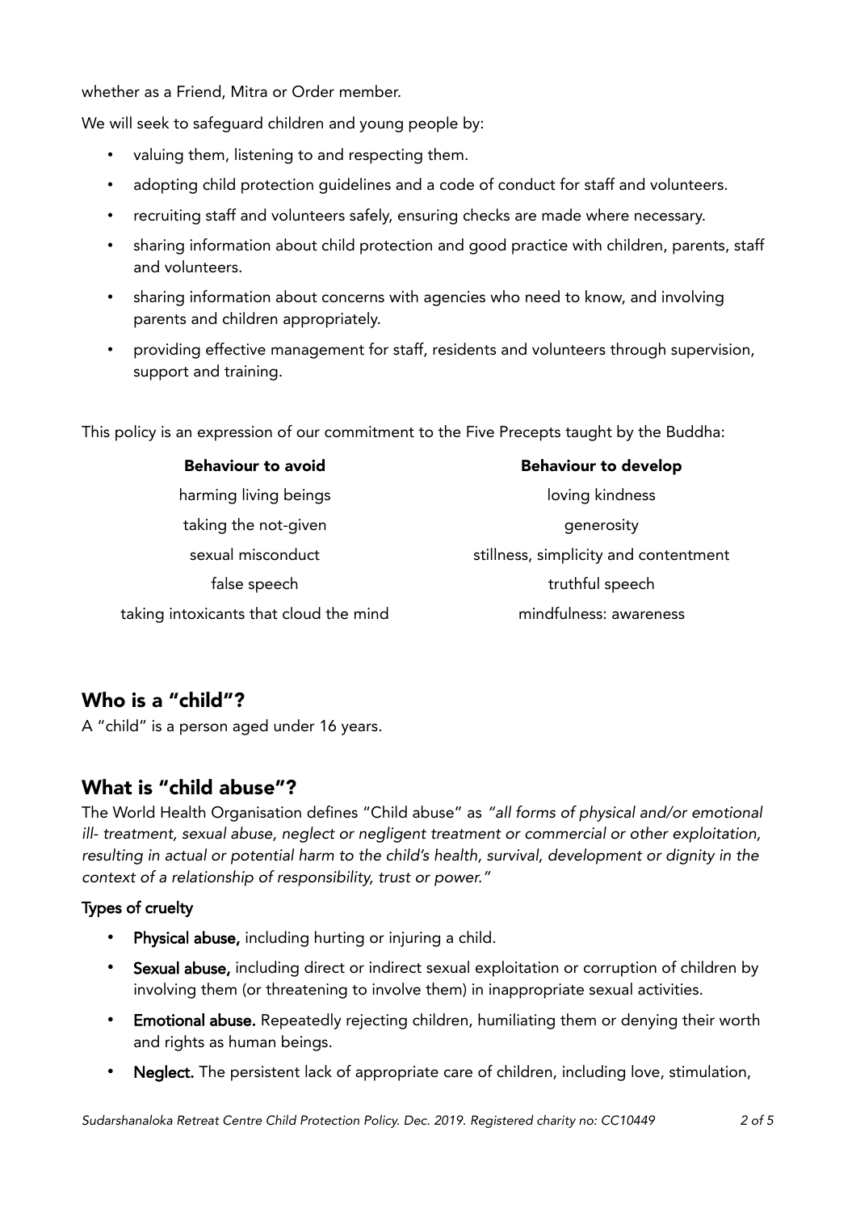whether as a Friend, Mitra or Order member.

We will seek to safeguard children and young people by:

- valuing them, listening to and respecting them.
- adopting child protection guidelines and a code of conduct for staff and volunteers.
- recruiting staff and volunteers safely, ensuring checks are made where necessary.
- sharing information about child protection and good practice with children, parents, staff and volunteers.
- sharing information about concerns with agencies who need to know, and involving parents and children appropriately.
- providing effective management for staff, residents and volunteers through supervision, support and training.

This policy is an expression of our commitment to the Five Precepts taught by the Buddha:

| **Behaviour to avoid** | **Behaviour to develop** |
| --- | --- |
| harming living beings | loving kindness |
| taking the not-given | generosity |
| sexual misconduct | stillness, simplicity and contentment |
| false speech | truthful speech |
| taking intoxicants that cloud the mind | mindfulness: awareness |

## Who is a "child"?

A "child" is a person aged under 16 years.

## What is "child abuse"?

The World Health Organisation defines "Child abuse" as *"all forms of physical and/or emotional ill- treatment, sexual abuse, neglect or negligent treatment or commercial or other exploitation, resulting in actual or potential harm to the child's health, survival, development or dignity in the context of a relationship of responsibility, trust or power."*

### Types of cruelty

- **Physical abuse,** including hurting or injuring a child.
- **Sexual abuse,** including direct or indirect sexual exploitation or corruption of children by involving them (or threatening to involve them) in inappropriate sexual activities.
- **Emotional abuse.** Repeatedly rejecting children, humiliating them or denying their worth and rights as human beings.
- **Neglect.** The persistent lack of appropriate care of children, including love, stimulation,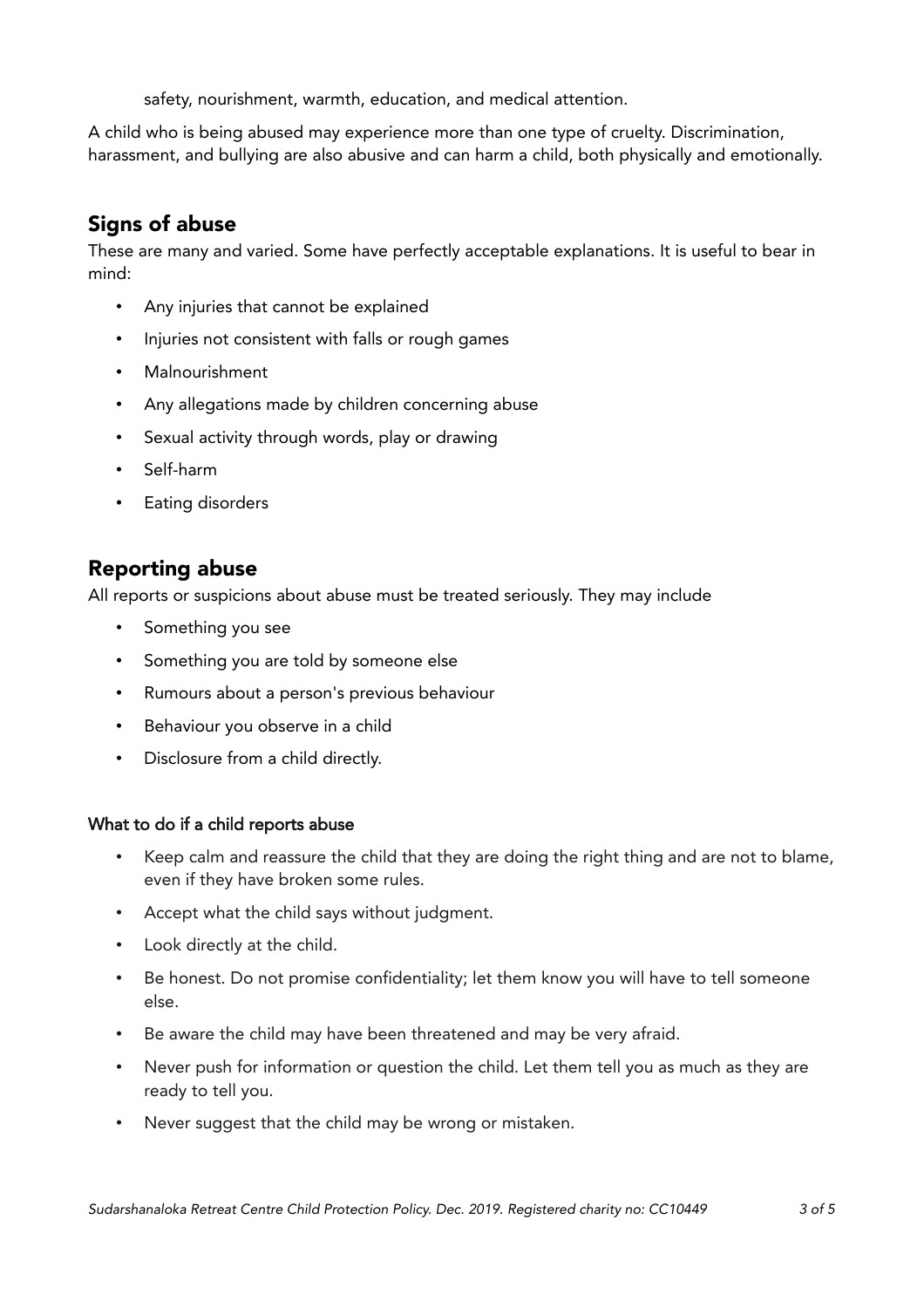safety, nourishment, warmth, education, and medical attention.

A child who is being abused may experience more than one type of cruelty. Discrimination, harassment, and bullying are also abusive and can harm a child, both physically and emotionally.

## Signs of abuse

These are many and varied. Some have perfectly acceptable explanations. It is useful to bear in mind:

- Any injuries that cannot be explained
- Injuries not consistent with falls or rough games
- Malnourishment
- Any allegations made by children concerning abuse
- Sexual activity through words, play or drawing
- Self-harm
- Eating disorders

## Reporting abuse

All reports or suspicions about abuse must be treated seriously. They may include

- Something you see
- Something you are told by someone else
- Rumours about a person's previous behaviour
- Behaviour you observe in a child
- Disclosure from a child directly.

#### What to do if a child reports abuse

- Keep calm and reassure the child that they are doing the right thing and are not to blame, even if they have broken some rules.
- Accept what the child says without judgment.
- Look directly at the child.
- Be honest. Do not promise confidentiality; let them know you will have to tell someone else.
- Be aware the child may have been threatened and may be very afraid.
- Never push for information or question the child. Let them tell you as much as they are ready to tell you.
- Never suggest that the child may be wrong or mistaken.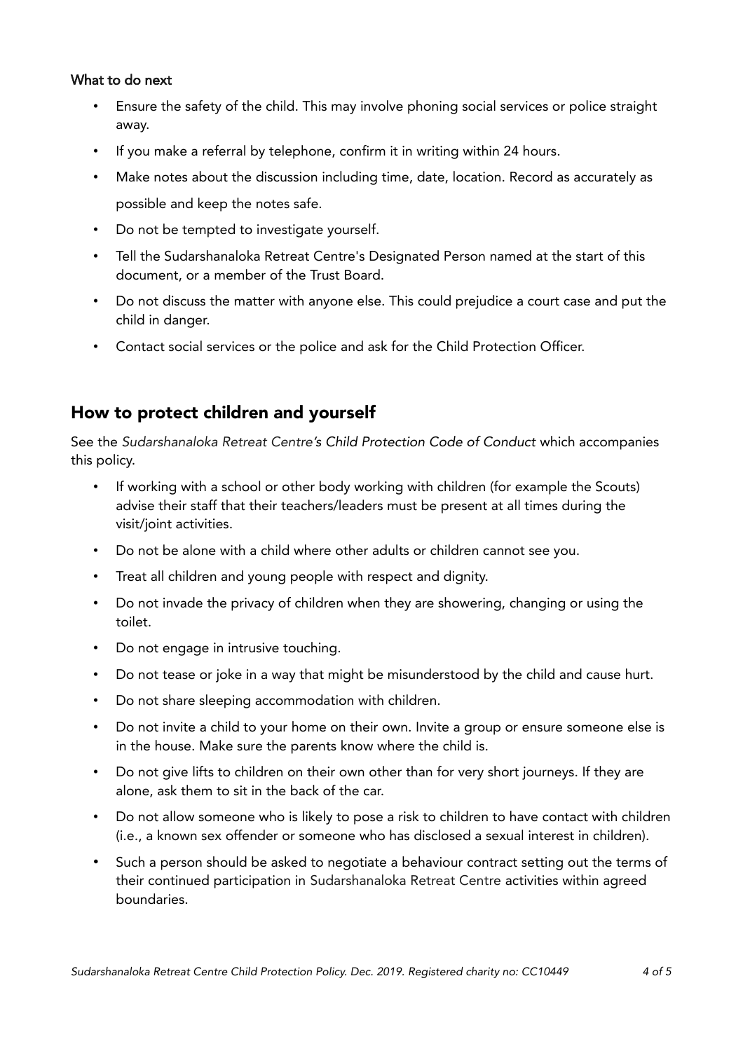#### What to do next

- Ensure the safety of the child. This may involve phoning social services or police straight away.
- If you make a referral by telephone, confirm it in writing within 24 hours.
- Make notes about the discussion including time, date, location. Record as accurately as possible and keep the notes safe.
- Do not be tempted to investigate yourself.
- Tell the Sudarshanaloka Retreat Centre's Designated Person named at the start of this document, or a member of the Trust Board.
- Do not discuss the matter with anyone else. This could prejudice a court case and put the child in danger.
- Contact social services or the police and ask for the Child Protection Officer.

## How to protect children and yourself

See the *Sudarshanaloka Retreat Centre's Child Protection Code of Conduct* which accompanies this policy.

- If working with a school or other body working with children (for example the Scouts) advise their staff that their teachers/leaders must be present at all times during the visit/joint activities.
- Do not be alone with a child where other adults or children cannot see you.
- Treat all children and young people with respect and dignity.
- Do not invade the privacy of children when they are showering, changing or using the toilet.
- Do not engage in intrusive touching.
- Do not tease or joke in a way that might be misunderstood by the child and cause hurt.
- Do not share sleeping accommodation with children.
- Do not invite a child to your home on their own. Invite a group or ensure someone else is in the house. Make sure the parents know where the child is.
- Do not give lifts to children on their own other than for very short journeys. If they are alone, ask them to sit in the back of the car.
- Do not allow someone who is likely to pose a risk to children to have contact with children (i.e., a known sex offender or someone who has disclosed a sexual interest in children).
- Such a person should be asked to negotiate a behaviour contract setting out the terms of their continued participation in Sudarshanaloka Retreat Centre activities within agreed boundaries.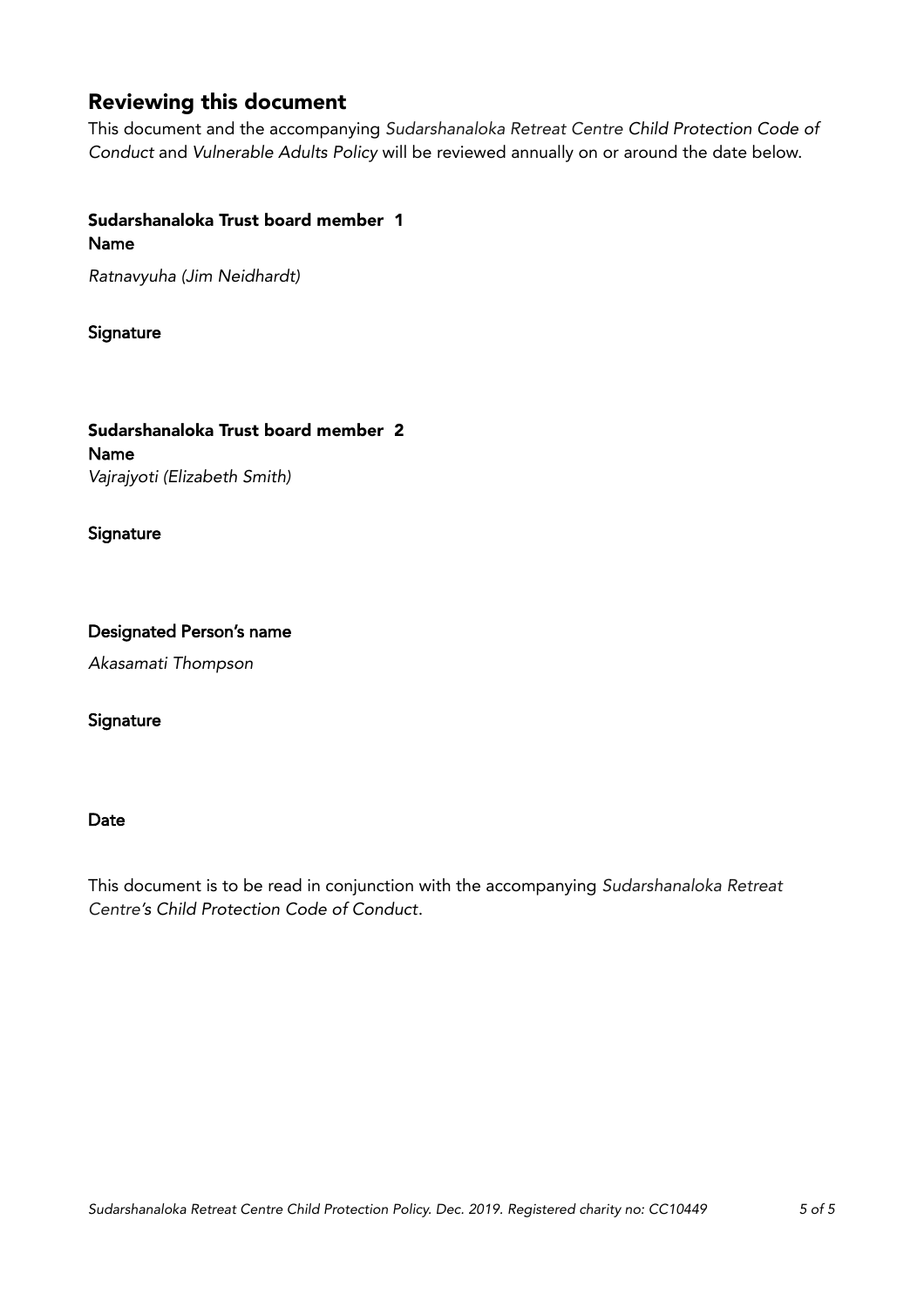## Reviewing this document

This document and the accompanying *Sudarshanaloka Retreat Centre Child Protection Code of Conduct* and *Vulnerable Adults Policy* will be reviewed annually on or around the date below.

**Sudarshanaloka Trust board member 1**
**Name**

*Ratnavyuha (Jim Neidhardt)*

**Signature**

**Sudarshanaloka Trust board member 2**
**Name**
*Vajrajyoti (Elizabeth Smith)*

**Signature**

**Designated Person's name**

*Akasamati Thompson*

**Signature**

**Date**

This document is to be read in conjunction with the accompanying *Sudarshanaloka Retreat Centre's Child Protection Code of Conduct*.